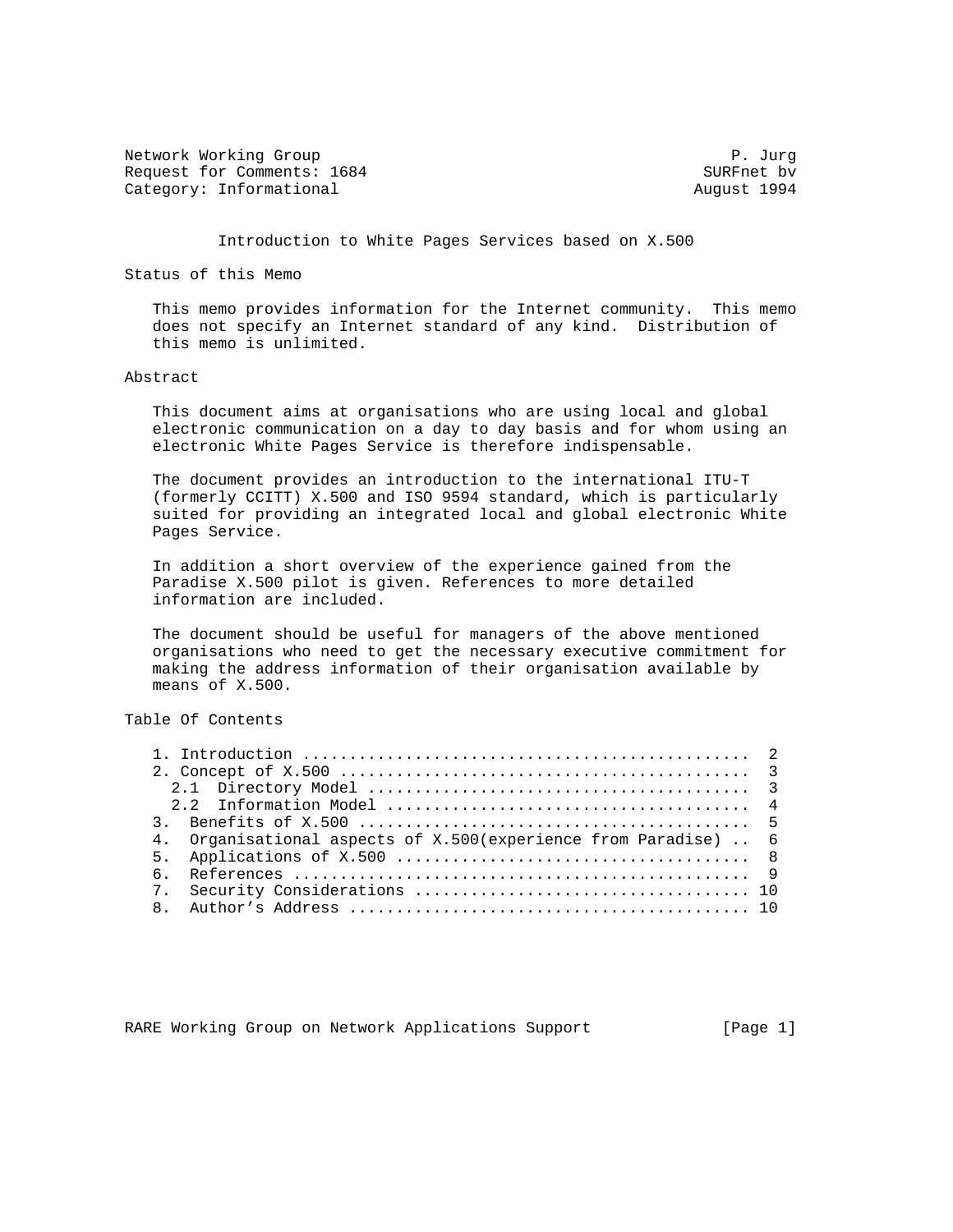Network Working Group P. Jurg
Request for Comments: 1684 SURFnet bv
Category: Informational August 1994

# Introduction to White Pages Services based on X.500

## Status of this Memo

This memo provides information for the Internet community. This memo does not specify an Internet standard of any kind. Distribution of this memo is unlimited.

## Abstract

This document aims at organisations who are using local and global electronic communication on a day to day basis and for whom using an electronic White Pages Service is therefore indispensable.

The document provides an introduction to the international ITU-T (formerly CCITT) X.500 and ISO 9594 standard, which is particularly suited for providing an integrated local and global electronic White Pages Service.

In addition a short overview of the experience gained from the Paradise X.500 pilot is given. References to more detailed information are included.

The document should be useful for managers of the above mentioned organisations who need to get the necessary executive commitment for making the address information of their organisation available by means of X.500.

## Table Of Contents

```
1. Introduction ...............................................  2
2. Concept of X.500 ...........................................  3
  2.1  Directory Model ........................................  3
  2.2  Information Model ......................................  4
3.  Benefits of X.500 .........................................  5
4.  Organisational aspects of X.500(experience from Paradise) ..  6
5.  Applications of X.500 .....................................  8
6.  References ................................................  9
7.  Security Considerations ................................... 10
8.  Author's Address .......................................... 10
```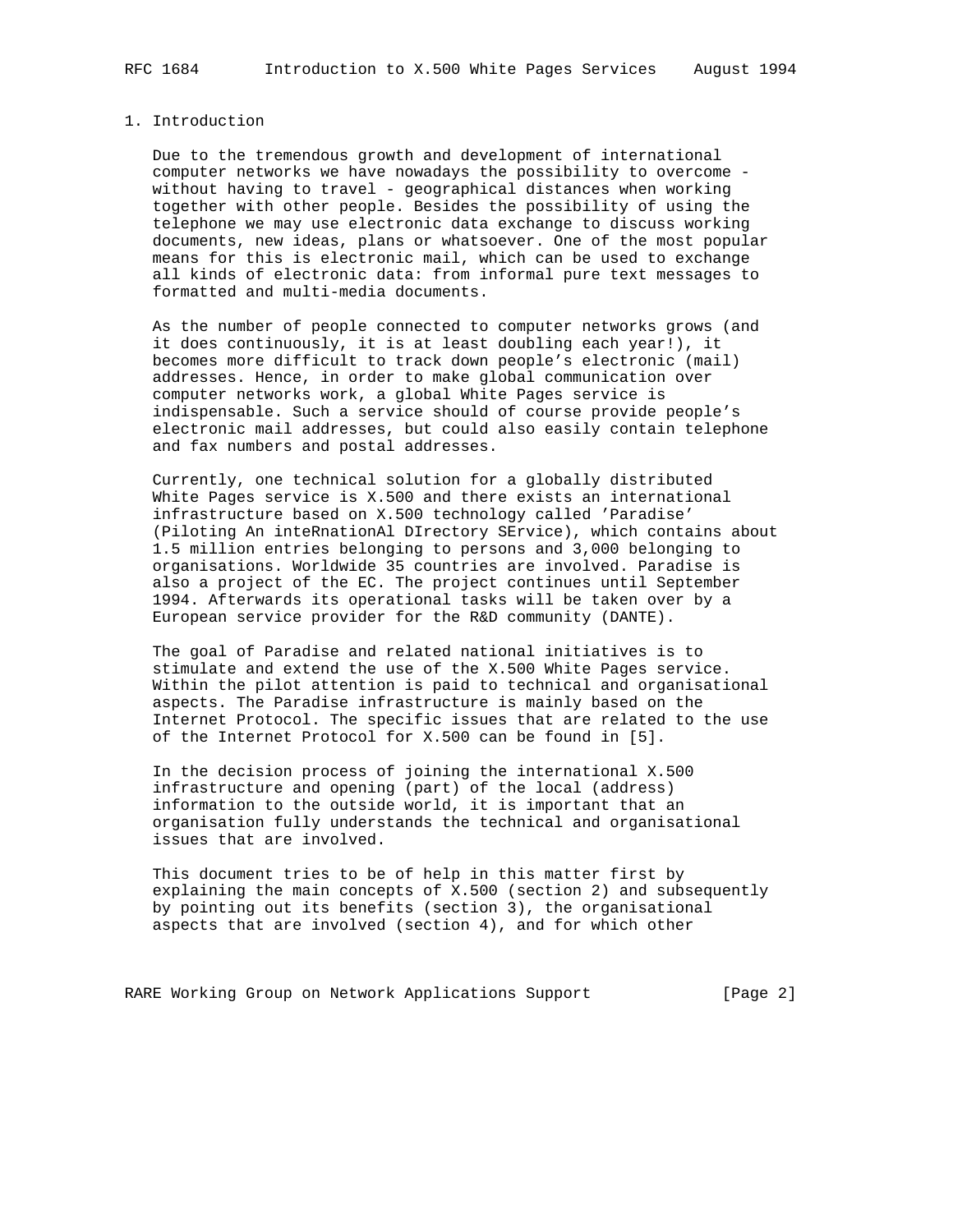## 1. Introduction

Due to the tremendous growth and development of international computer networks we have nowadays the possibility to overcome - without having to travel - geographical distances when working together with other people. Besides the possibility of using the telephone we may use electronic data exchange to discuss working documents, new ideas, plans or whatsoever. One of the most popular means for this is electronic mail, which can be used to exchange all kinds of electronic data: from informal pure text messages to formatted and multi-media documents.

As the number of people connected to computer networks grows (and it does continuously, it is at least doubling each year!), it becomes more difficult to track down people's electronic (mail) addresses. Hence, in order to make global communication over computer networks work, a global White Pages service is indispensable. Such a service should of course provide people's electronic mail addresses, but could also easily contain telephone and fax numbers and postal addresses.

Currently, one technical solution for a globally distributed White Pages service is X.500 and there exists an international infrastructure based on X.500 technology called 'Paradise' (Piloting An inteRnationAl DIrectory SErvice), which contains about 1.5 million entries belonging to persons and 3,000 belonging to organisations. Worldwide 35 countries are involved. Paradise is also a project of the EC. The project continues until September 1994. Afterwards its operational tasks will be taken over by a European service provider for the R&D community (DANTE).

The goal of Paradise and related national initiatives is to stimulate and extend the use of the X.500 White Pages service. Within the pilot attention is paid to technical and organisational aspects. The Paradise infrastructure is mainly based on the Internet Protocol. The specific issues that are related to the use of the Internet Protocol for X.500 can be found in [5].

In the decision process of joining the international X.500 infrastructure and opening (part) of the local (address) information to the outside world, it is important that an organisation fully understands the technical and organisational issues that are involved.

This document tries to be of help in this matter first by explaining the main concepts of X.500 (section 2) and subsequently by pointing out its benefits (section 3), the organisational aspects that are involved (section 4), and for which other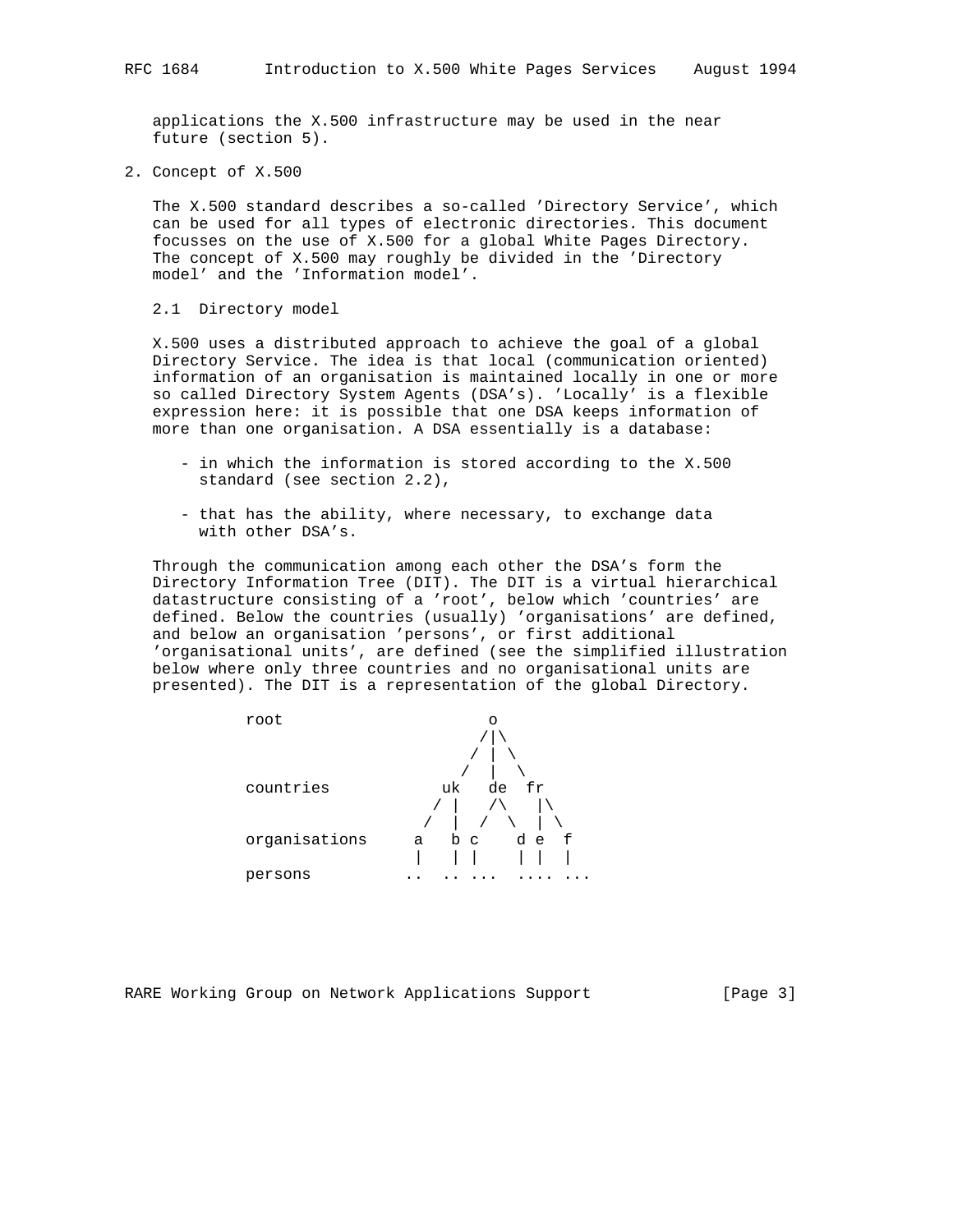applications the X.500 infrastructure may be used in the near future (section 5).

## 2. Concept of X.500

The X.500 standard describes a so-called 'Directory Service', which can be used for all types of electronic directories. This document focusses on the use of X.500 for a global White Pages Directory. The concept of X.500 may roughly be divided in the 'Directory model' and the 'Information model'.

### 2.1 Directory model

X.500 uses a distributed approach to achieve the goal of a global Directory Service. The idea is that local (communication oriented) information of an organisation is maintained locally in one or more so called Directory System Agents (DSA's). 'Locally' is a flexible expression here: it is possible that one DSA keeps information of more than one organisation. A DSA essentially is a database:

- in which the information is stored according to the X.500 standard (see section 2.2),
- that has the ability, where necessary, to exchange data with other DSA's.

Through the communication among each other the DSA's form the Directory Information Tree (DIT). The DIT is a virtual hierarchical datastructure consisting of a 'root', below which 'countries' are defined. Below the countries (usually) 'organisations' are defined, and below an organisation 'persons', or first additional 'organisational units', are defined (see the simplified illustration below where only three countries and no organisational units are presented). The DIT is a representation of the global Directory.

```
root                   o
                      /|\
                     / | \
                    /  |  \
countries         uk   de  fr
                 / |   /\   |\
                /  |  /  \  | \
organisations  a   b c    d e  f
               |   | |    | |  |
persons       ..  .. ...  .... ...
```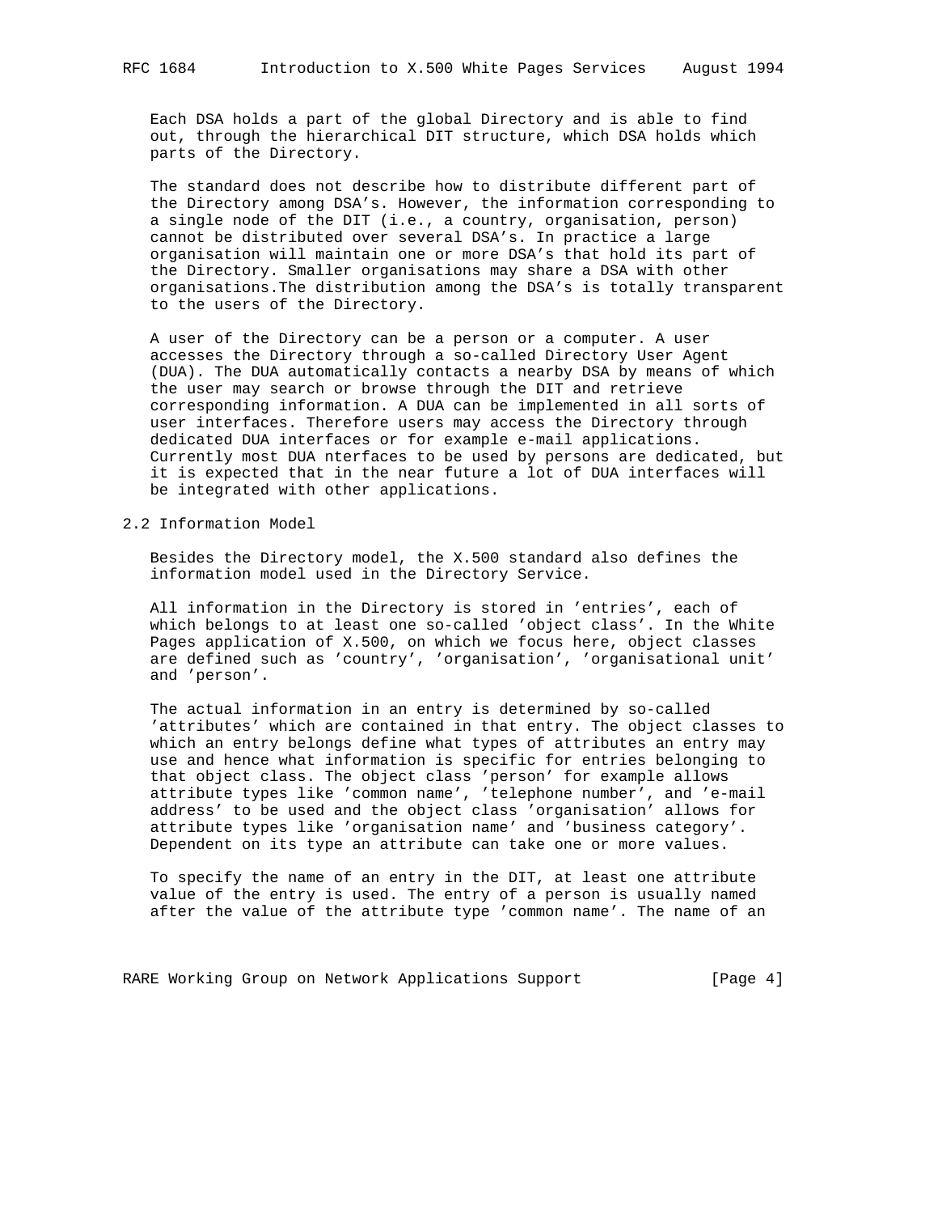Each DSA holds a part of the global Directory and is able to find out, through the hierarchical DIT structure, which DSA holds which parts of the Directory.

The standard does not describe how to distribute different part of the Directory among DSA's. However, the information corresponding to a single node of the DIT (i.e., a country, organisation, person) cannot be distributed over several DSA's. In practice a large organisation will maintain one or more DSA's that hold its part of the Directory. Smaller organisations may share a DSA with other organisations.The distribution among the DSA's is totally transparent to the users of the Directory.

A user of the Directory can be a person or a computer. A user accesses the Directory through a so-called Directory User Agent (DUA). The DUA automatically contacts a nearby DSA by means of which the user may search or browse through the DIT and retrieve corresponding information. A DUA can be implemented in all sorts of user interfaces. Therefore users may access the Directory through dedicated DUA interfaces or for example e-mail applications. Currently most DUA nterfaces to be used by persons are dedicated, but it is expected that in the near future a lot of DUA interfaces will be integrated with other applications.

## 2.2 Information Model

Besides the Directory model, the X.500 standard also defines the information model used in the Directory Service.

All information in the Directory is stored in 'entries', each of which belongs to at least one so-called 'object class'. In the White Pages application of X.500, on which we focus here, object classes are defined such as 'country', 'organisation', 'organisational unit' and 'person'.

The actual information in an entry is determined by so-called 'attributes' which are contained in that entry. The object classes to which an entry belongs define what types of attributes an entry may use and hence what information is specific for entries belonging to that object class. The object class 'person' for example allows attribute types like 'common name', 'telephone number', and 'e-mail address' to be used and the object class 'organisation' allows for attribute types like 'organisation name' and 'business category'. Dependent on its type an attribute can take one or more values.

To specify the name of an entry in the DIT, at least one attribute value of the entry is used. The entry of a person is usually named after the value of the attribute type 'common name'. The name of an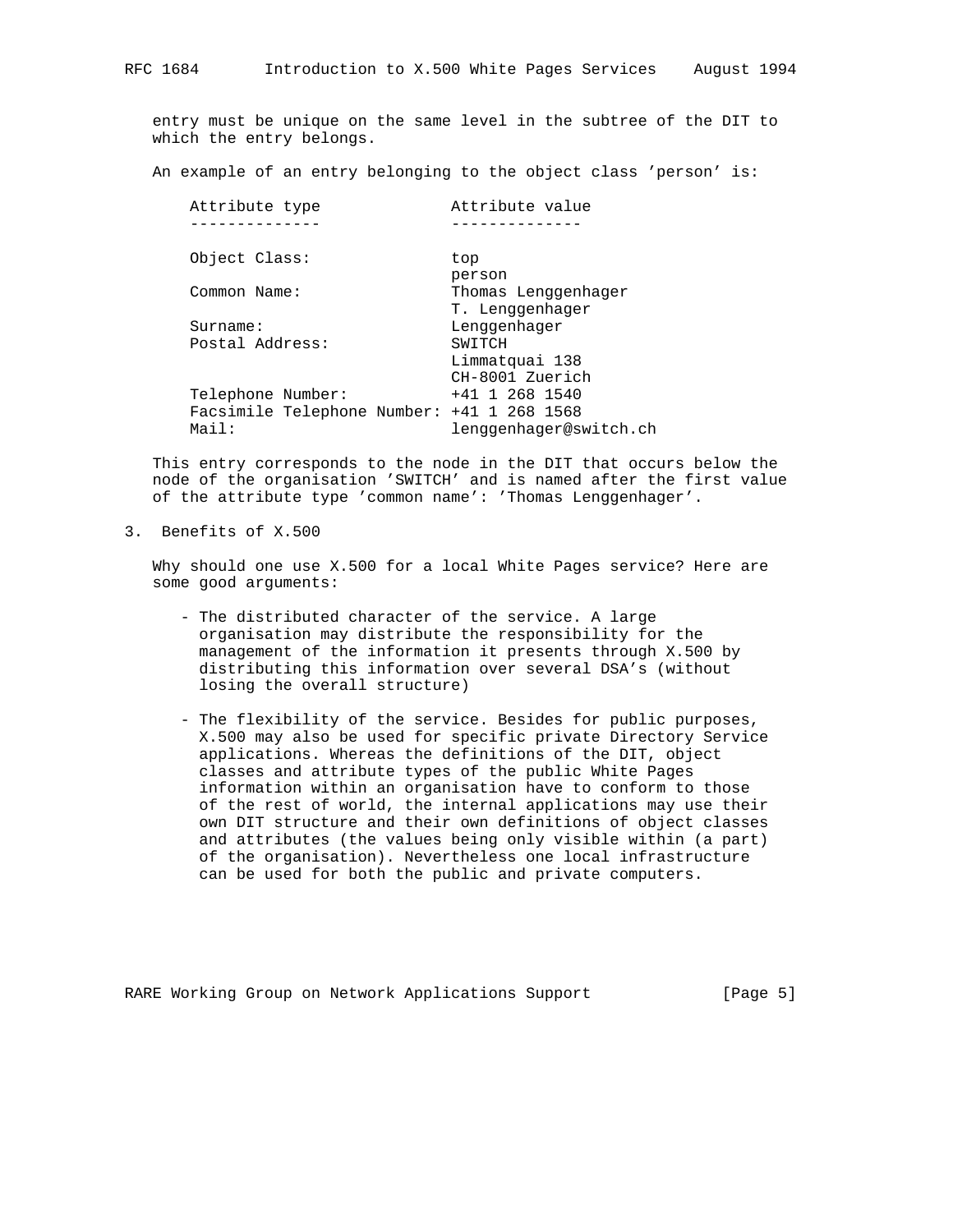entry must be unique on the same level in the subtree of the DIT to which the entry belongs.

An example of an entry belonging to the object class 'person' is:

| Attribute type | Attribute value |
|---|---|
| Object Class: | top |
| | person |
| Common Name: | Thomas Lenggenhager |
| | T. Lenggenhager |
| Surname: | Lenggenhager |
| Postal Address: | SWITCH |
| | Limmatquai 138 |
| | CH-8001 Zuerich |
| Telephone Number: | +41 1 268 1540 |
| Facsimile Telephone Number: | +41 1 268 1568 |
| Mail: | lenggenhager@switch.ch |

This entry corresponds to the node in the DIT that occurs below the node of the organisation 'SWITCH' and is named after the first value of the attribute type 'common name': 'Thomas Lenggenhager'.

## 3. Benefits of X.500

Why should one use X.500 for a local White Pages service? Here are some good arguments:

- The distributed character of the service. A large organisation may distribute the responsibility for the management of the information it presents through X.500 by distributing this information over several DSA's (without losing the overall structure)

- The flexibility of the service. Besides for public purposes, X.500 may also be used for specific private Directory Service applications. Whereas the definitions of the DIT, object classes and attribute types of the public White Pages information within an organisation have to conform to those of the rest of world, the internal applications may use their own DIT structure and their own definitions of object classes and attributes (the values being only visible within (a part) of the organisation). Nevertheless one local infrastructure can be used for both the public and private computers.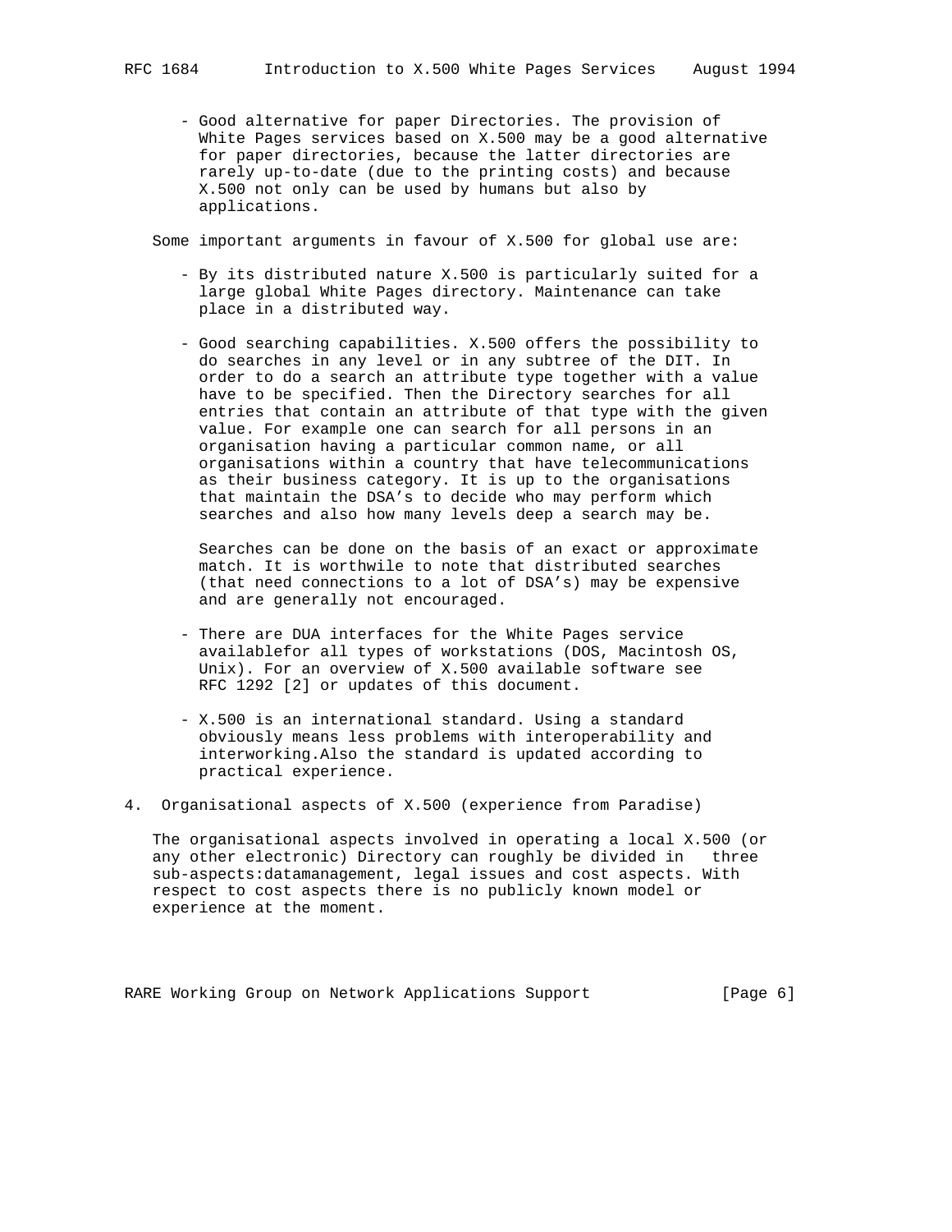- Good alternative for paper Directories. The provision of White Pages services based on X.500 may be a good alternative for paper directories, because the latter directories are rarely up-to-date (due to the printing costs) and because X.500 not only can be used by humans but also by applications.

Some important arguments in favour of X.500 for global use are:

- By its distributed nature X.500 is particularly suited for a large global White Pages directory. Maintenance can take place in a distributed way.

- Good searching capabilities. X.500 offers the possibility to do searches in any level or in any subtree of the DIT. In order to do a search an attribute type together with a value have to be specified. Then the Directory searches for all entries that contain an attribute of that type with the given value. For example one can search for all persons in an organisation having a particular common name, or all organisations within a country that have telecommunications as their business category. It is up to the organisations that maintain the DSA's to decide who may perform which searches and also how many levels deep a search may be.

  Searches can be done on the basis of an exact or approximate match. It is worthwile to note that distributed searches (that need connections to a lot of DSA's) may be expensive and are generally not encouraged.

- There are DUA interfaces for the White Pages service availablefor all types of workstations (DOS, Macintosh OS, Unix). For an overview of X.500 available software see RFC 1292 [2] or updates of this document.

- X.500 is an international standard. Using a standard obviously means less problems with interoperability and interworking.Also the standard is updated according to practical experience.

## 4. Organisational aspects of X.500 (experience from Paradise)

The organisational aspects involved in operating a local X.500 (or any other electronic) Directory can roughly be divided in three sub-aspects:datamanagement, legal issues and cost aspects. With respect to cost aspects there is no publicly known model or experience at the moment.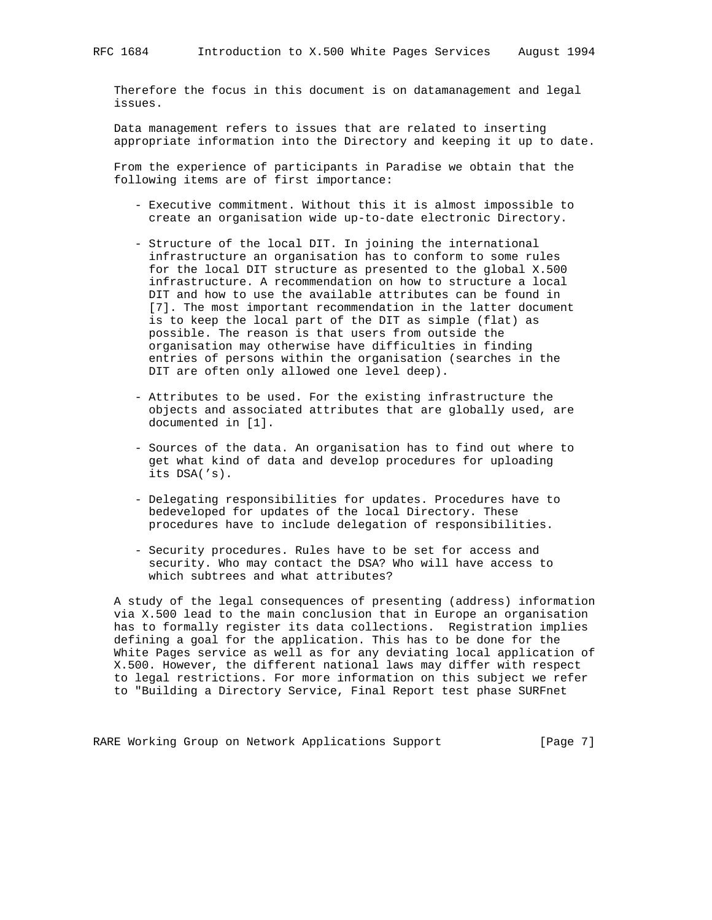Therefore the focus in this document is on datamanagement and legal issues.

Data management refers to issues that are related to inserting appropriate information into the Directory and keeping it up to date.

From the experience of participants in Paradise we obtain that the following items are of first importance:

- Executive commitment. Without this it is almost impossible to create an organisation wide up-to-date electronic Directory.

- Structure of the local DIT. In joining the international infrastructure an organisation has to conform to some rules for the local DIT structure as presented to the global X.500 infrastructure. A recommendation on how to structure a local DIT and how to use the available attributes can be found in [7]. The most important recommendation in the latter document is to keep the local part of the DIT as simple (flat) as possible. The reason is that users from outside the organisation may otherwise have difficulties in finding entries of persons within the organisation (searches in the DIT are often only allowed one level deep).

- Attributes to be used. For the existing infrastructure the objects and associated attributes that are globally used, are documented in [1].

- Sources of the data. An organisation has to find out where to get what kind of data and develop procedures for uploading its DSA('s).

- Delegating responsibilities for updates. Procedures have to bedeveloped for updates of the local Directory. These procedures have to include delegation of responsibilities.

- Security procedures. Rules have to be set for access and security. Who may contact the DSA? Who will have access to which subtrees and what attributes?

A study of the legal consequences of presenting (address) information via X.500 lead to the main conclusion that in Europe an organisation has to formally register its data collections. Registration implies defining a goal for the application. This has to be done for the White Pages service as well as for any deviating local application of X.500. However, the different national laws may differ with respect to legal restrictions. For more information on this subject we refer to "Building a Directory Service, Final Report test phase SURFnet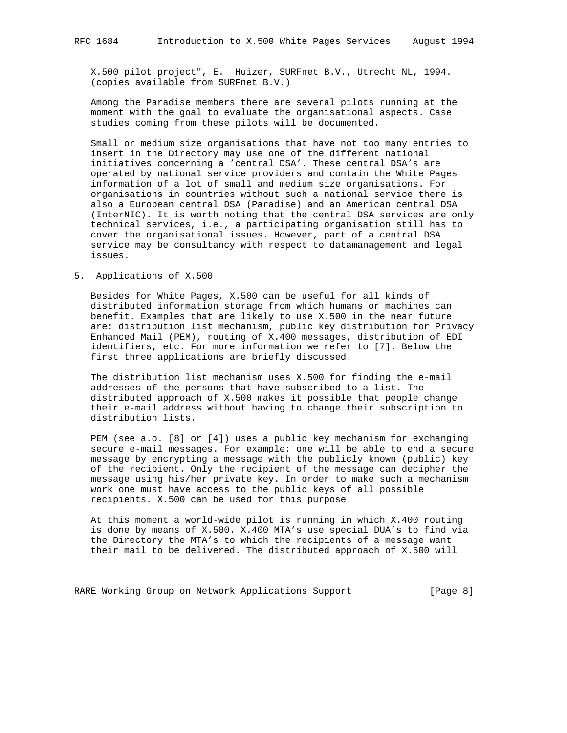X.500 pilot project", E. Huizer, SURFnet B.V., Utrecht NL, 1994. (copies available from SURFnet B.V.)

Among the Paradise members there are several pilots running at the moment with the goal to evaluate the organisational aspects. Case studies coming from these pilots will be documented.

Small or medium size organisations that have not too many entries to insert in the Directory may use one of the different national initiatives concerning a 'central DSA'. These central DSA's are operated by national service providers and contain the White Pages information of a lot of small and medium size organisations. For organisations in countries without such a national service there is also a European central DSA (Paradise) and an American central DSA (InterNIC). It is worth noting that the central DSA services are only technical services, i.e., a participating organisation still has to cover the organisational issues. However, part of a central DSA service may be consultancy with respect to datamanagement and legal issues.

## 5. Applications of X.500

Besides for White Pages, X.500 can be useful for all kinds of distributed information storage from which humans or machines can benefit. Examples that are likely to use X.500 in the near future are: distribution list mechanism, public key distribution for Privacy Enhanced Mail (PEM), routing of X.400 messages, distribution of EDI identifiers, etc. For more information we refer to [7]. Below the first three applications are briefly discussed.

The distribution list mechanism uses X.500 for finding the e-mail addresses of the persons that have subscribed to a list. The distributed approach of X.500 makes it possible that people change their e-mail address without having to change their subscription to distribution lists.

PEM (see a.o. [8] or [4]) uses a public key mechanism for exchanging secure e-mail messages. For example: one will be able to end a secure message by encrypting a message with the publicly known (public) key of the recipient. Only the recipient of the message can decipher the message using his/her private key. In order to make such a mechanism work one must have access to the public keys of all possible recipients. X.500 can be used for this purpose.

At this moment a world-wide pilot is running in which X.400 routing is done by means of X.500. X.400 MTA's use special DUA's to find via the Directory the MTA's to which the recipients of a message want their mail to be delivered. The distributed approach of X.500 will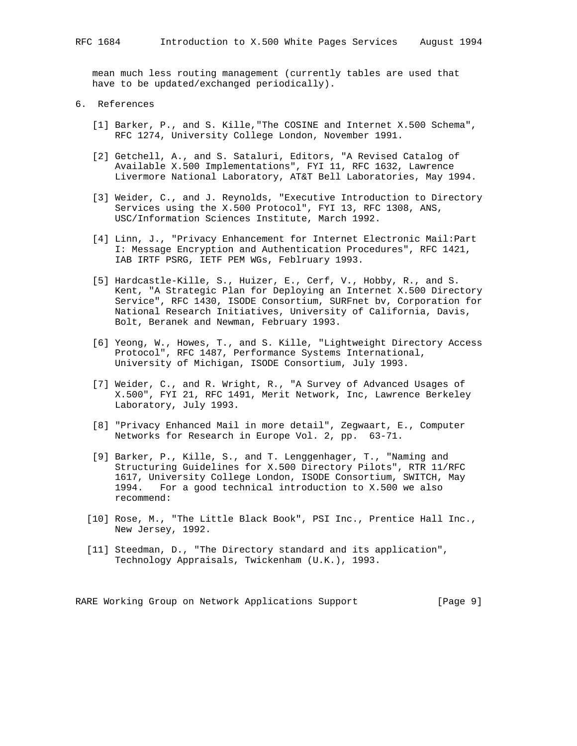mean much less routing management (currently tables are used that have to be updated/exchanged periodically).

## 6. References

[1] Barker, P., and S. Kille,"The COSINE and Internet X.500 Schema", RFC 1274, University College London, November 1991.

[2] Getchell, A., and S. Sataluri, Editors, "A Revised Catalog of Available X.500 Implementations", FYI 11, RFC 1632, Lawrence Livermore National Laboratory, AT&T Bell Laboratories, May 1994.

[3] Weider, C., and J. Reynolds, "Executive Introduction to Directory Services using the X.500 Protocol", FYI 13, RFC 1308, ANS, USC/Information Sciences Institute, March 1992.

[4] Linn, J., "Privacy Enhancement for Internet Electronic Mail:Part I: Message Encryption and Authentication Procedures", RFC 1421, IAB IRTF PSRG, IETF PEM WGs, Feblruary 1993.

[5] Hardcastle-Kille, S., Huizer, E., Cerf, V., Hobby, R., and S. Kent, "A Strategic Plan for Deploying an Internet X.500 Directory Service", RFC 1430, ISODE Consortium, SURFnet bv, Corporation for National Research Initiatives, University of California, Davis, Bolt, Beranek and Newman, February 1993.

[6] Yeong, W., Howes, T., and S. Kille, "Lightweight Directory Access Protocol", RFC 1487, Performance Systems International, University of Michigan, ISODE Consortium, July 1993.

[7] Weider, C., and R. Wright, R., "A Survey of Advanced Usages of X.500", FYI 21, RFC 1491, Merit Network, Inc, Lawrence Berkeley Laboratory, July 1993.

[8] "Privacy Enhanced Mail in more detail", Zegwaart, E., Computer Networks for Research in Europe Vol. 2, pp. 63-71.

[9] Barker, P., Kille, S., and T. Lenggenhager, T., "Naming and Structuring Guidelines for X.500 Directory Pilots", RTR 11/RFC 1617, University College London, ISODE Consortium, SWITCH, May 1994. For a good technical introduction to X.500 we also recommend:

[10] Rose, M., "The Little Black Book", PSI Inc., Prentice Hall Inc., New Jersey, 1992.

[11] Steedman, D., "The Directory standard and its application", Technology Appraisals, Twickenham (U.K.), 1993.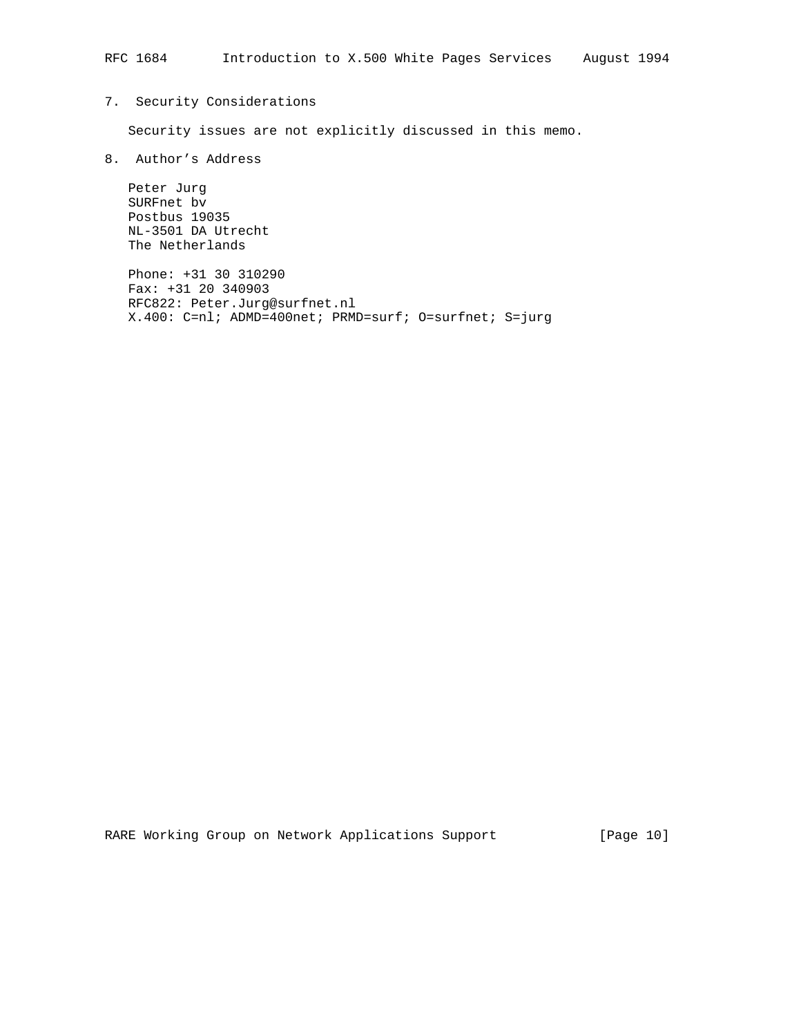## 7. Security Considerations

Security issues are not explicitly discussed in this memo.

## 8. Author's Address

Peter Jurg
SURFnet bv
Postbus 19035
NL-3501 DA Utrecht
The Netherlands

Phone: +31 30 310290
Fax: +31 20 340903
RFC822: Peter.Jurg@surfnet.nl
X.400: C=nl; ADMD=400net; PRMD=surf; O=surfnet; S=jurg